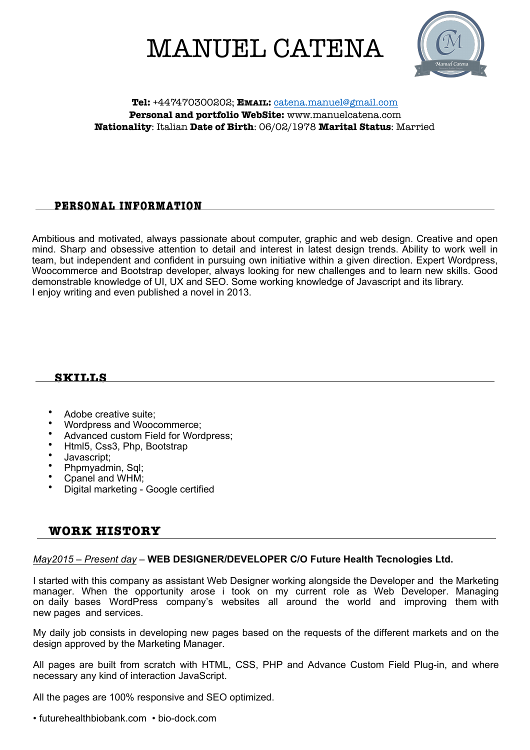# MANUEL CATENA

**Tel:** +447470300202; **Email:** catena.manuel@gmail.com
**Personal and portfolio WebSite:** www.manuelcatena.com
**Nationality**: Italian **Date of Birth**: 06/02/1978 **Marital Status**: Married

## PERSONAL INFORMATION

Ambitious and motivated, always passionate about computer, graphic and web design. Creative and open mind. Sharp and obsessive attention to detail and interest in latest design trends. Ability to work well in team, but independent and confident in pursuing own initiative within a given direction. Expert Wordpress, Woocommerce and Bootstrap developer, always looking for new challenges and to learn new skills. Good demonstrable knowledge of UI, UX and SEO. Some working knowledge of Javascript and its library.
I enjoy writing and even published a novel in 2013.

## SKILLS

- Adobe creative suite;
- Wordpress and Woocommerce;
- Advanced custom Field for Wordpress;
- Html5, Css3, Php, Bootstrap
- Javascript;
- Phpmyadmin, Sql;
- Cpanel and WHM;
- Digital marketing - Google certified

## WORK HISTORY

*May2015 – Present day* – **WEB DESIGNER/DEVELOPER C/O Future Health Tecnologies Ltd.**

I started with this company as assistant Web Designer working alongside the Developer and the Marketing manager. When the opportunity arose i took on my current role as Web Developer. Managing on daily bases WordPress company's websites all around the world and improving them with new pages and services.

My daily job consists in developing new pages based on the requests of the different markets and on the design approved by the Marketing Manager.

All pages are built from scratch with HTML, CSS, PHP and Advance Custom Field Plug-in, and where necessary any kind of interaction JavaScript.

All the pages are 100% responsive and SEO optimized.

• futurehealthbiobank.com • bio-dock.com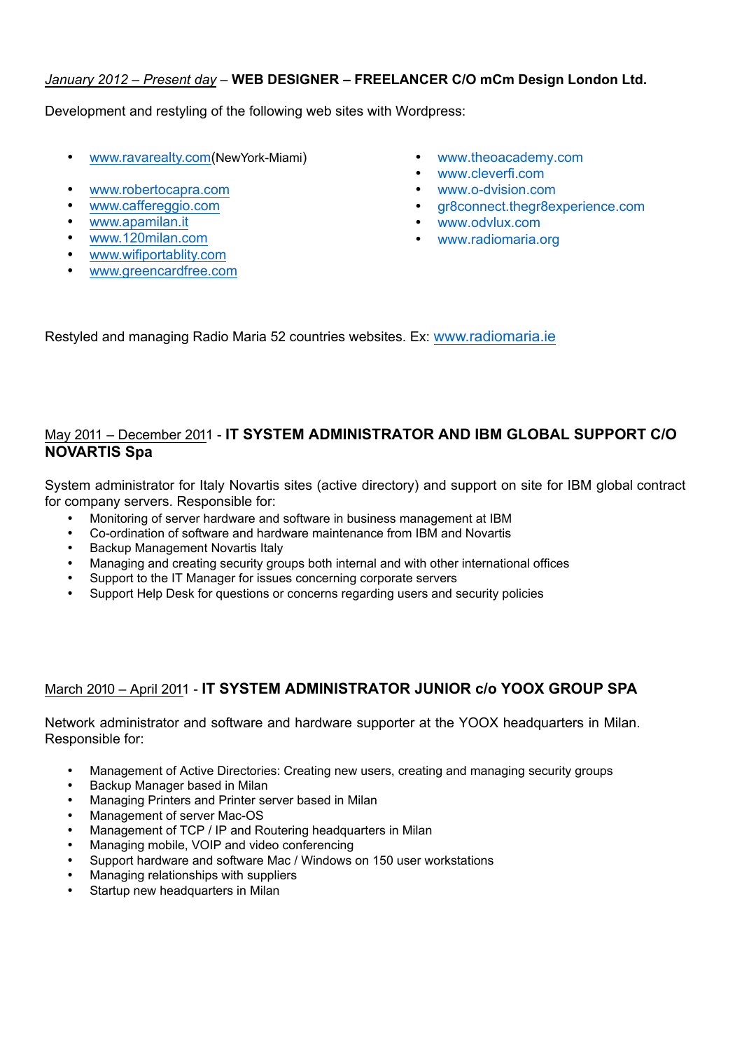*January 2012 – Present day* – **WEB DESIGNER – FREELANCER C/O mCm Design London Ltd.**

Development and restyling of the following web sites with Wordpress:

- www.ravarealty.com(NewYork-Miami)
- www.robertocapra.com
- www.caffereggio.com
- www.apamilan.it
- www.120milan.com
- www.wifiportablity.com
- www.greencardfree.com
- www.theoacademy.com
- www.cleverfi.com
- www.o-dvision.com
- gr8connect.thegr8experience.com
- www.odvlux.com
- www.radiomaria.org

Restyled and managing Radio Maria 52 countries websites. Ex: www.radiomaria.ie

May 2011 – December 2011 - **IT SYSTEM ADMINISTRATOR AND IBM GLOBAL SUPPORT C/O NOVARTIS Spa**

System administrator for Italy Novartis sites (active directory) and support on site for IBM global contract for company servers. Responsible for:

- Monitoring of server hardware and software in business management at IBM
- Co-ordination of software and hardware maintenance from IBM and Novartis
- Backup Management Novartis Italy
- Managing and creating security groups both internal and with other international offices
- Support to the IT Manager for issues concerning corporate servers
- Support Help Desk for questions or concerns regarding users and security policies

March 2010 – April 2011 - **IT SYSTEM ADMINISTRATOR JUNIOR c/o YOOX GROUP SPA**

Network administrator and software and hardware supporter at the YOOX headquarters in Milan. Responsible for:

- Management of Active Directories: Creating new users, creating and managing security groups
- Backup Manager based in Milan
- Managing Printers and Printer server based in Milan
- Management of server Mac-OS
- Management of TCP / IP and Routering headquarters in Milan
- Managing mobile, VOIP and video conferencing
- Support hardware and software Mac / Windows on 150 user workstations
- Managing relationships with suppliers
- Startup new headquarters in Milan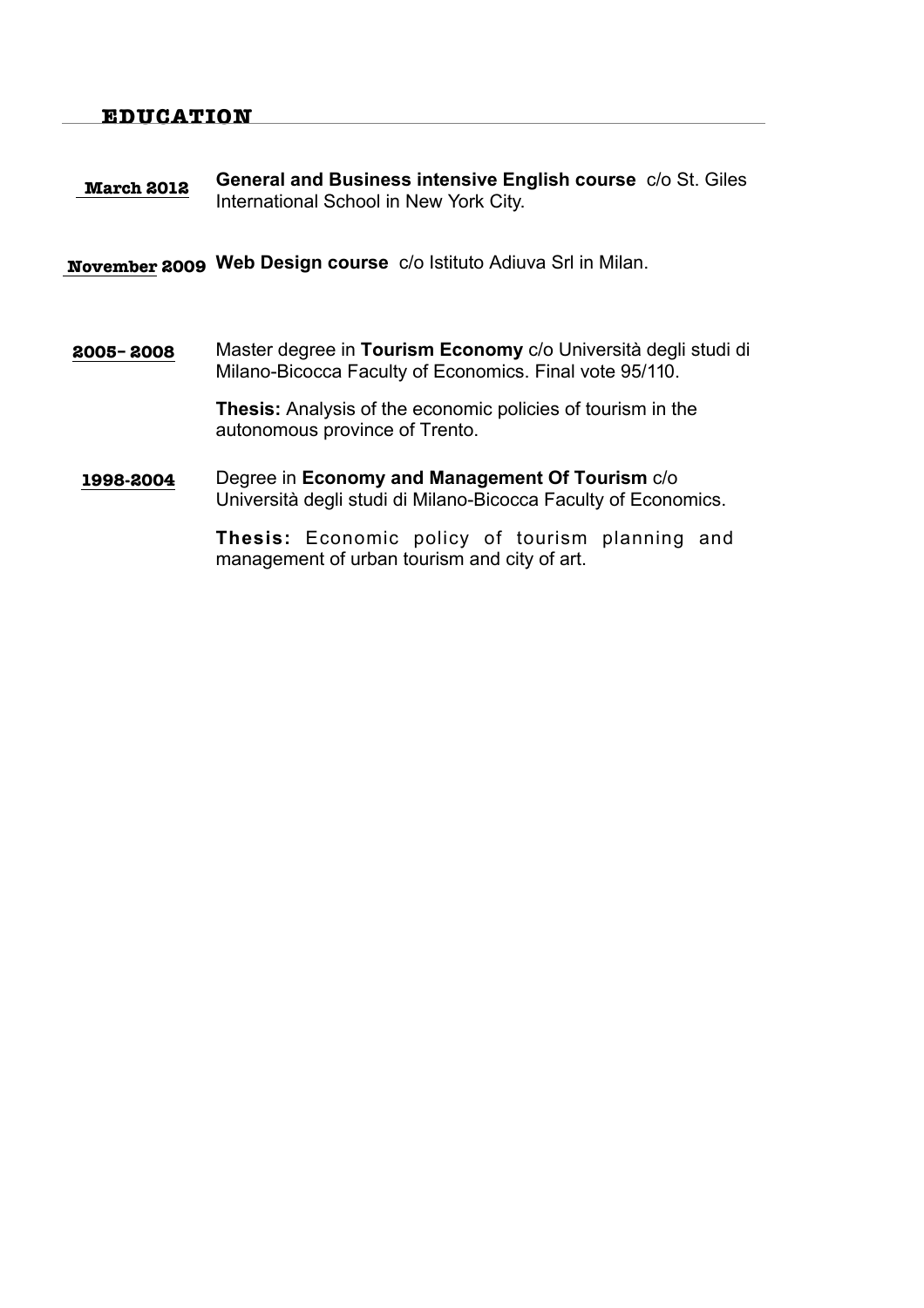## EDUCATION

**March 2012** — **General and Business intensive English course** c/o St. Giles International School in New York City.

**November 2009** — **Web Design course** c/o Istituto Adiuva Srl in Milan.

**2005– 2008** — Master degree in **Tourism Economy** c/o Università degli studi di Milano-Bicocca Faculty of Economics. Final vote 95/110.

**Thesis:** Analysis of the economic policies of tourism in the autonomous province of Trento.

**1998-2004** — Degree in **Economy and Management Of Tourism** c/o Università degli studi di Milano-Bicocca Faculty of Economics.

**Thesis:** Economic policy of tourism planning and management of urban tourism and city of art.